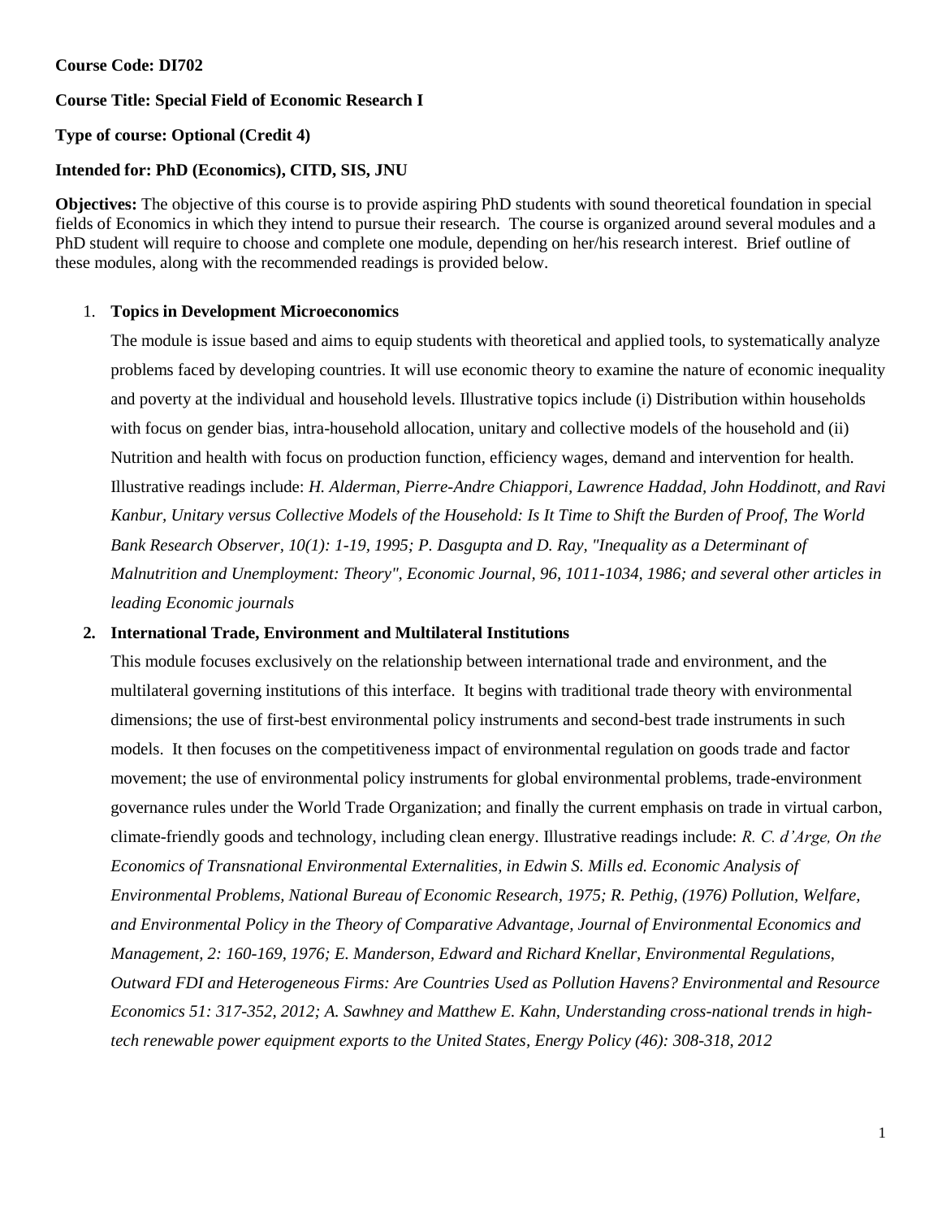**Course Code: DI702**

**Course Title: Special Field of Economic Research I**

**Type of course: Optional (Credit 4)**

**Intended for: PhD (Economics), CITD, SIS, JNU**

**Objectives:** The objective of this course is to provide aspiring PhD students with sound theoretical foundation in special fields of Economics in which they intend to pursue their research. The course is organized around several modules and a PhD student will require to choose and complete one module, depending on her/his research interest. Brief outline of these modules, along with the recommended readings is provided below.

1. **Topics in Development Microeconomics**

   The module is issue based and aims to equip students with theoretical and applied tools, to systematically analyze problems faced by developing countries. It will use economic theory to examine the nature of economic inequality and poverty at the individual and household levels. Illustrative topics include (i) Distribution within households with focus on gender bias, intra-household allocation, unitary and collective models of the household and (ii) Nutrition and health with focus on production function, efficiency wages, demand and intervention for health. Illustrative readings include: *H. Alderman, Pierre-Andre Chiappori, Lawrence Haddad, John Hoddinott, and Ravi Kanbur, Unitary versus Collective Models of the Household: Is It Time to Shift the Burden of Proof, The World Bank Research Observer, 10(1): 1-19, 1995; P. Dasgupta and D. Ray, "Inequality as a Determinant of Malnutrition and Unemployment: Theory", Economic Journal, 96, 1011-1034, 1986; and several other articles in leading Economic journals*

2. **International Trade, Environment and Multilateral Institutions**

   This module focuses exclusively on the relationship between international trade and environment, and the multilateral governing institutions of this interface. It begins with traditional trade theory with environmental dimensions; the use of first-best environmental policy instruments and second-best trade instruments in such models. It then focuses on the competitiveness impact of environmental regulation on goods trade and factor movement; the use of environmental policy instruments for global environmental problems, trade-environment governance rules under the World Trade Organization; and finally the current emphasis on trade in virtual carbon, climate-friendly goods and technology, including clean energy. Illustrative readings include: *R. C. d'Arge, On the Economics of Transnational Environmental Externalities, in Edwin S. Mills ed. Economic Analysis of Environmental Problems, National Bureau of Economic Research, 1975; R. Pethig, (1976) Pollution, Welfare, and Environmental Policy in the Theory of Comparative Advantage, Journal of Environmental Economics and Management, 2: 160-169, 1976; E. Manderson, Edward and Richard Knellar, Environmental Regulations, Outward FDI and Heterogeneous Firms: Are Countries Used as Pollution Havens? Environmental and Resource Economics 51: 317-352, 2012; A. Sawhney and Matthew E. Kahn, Understanding cross-national trends in high-tech renewable power equipment exports to the United States, Energy Policy (46): 308-318, 2012*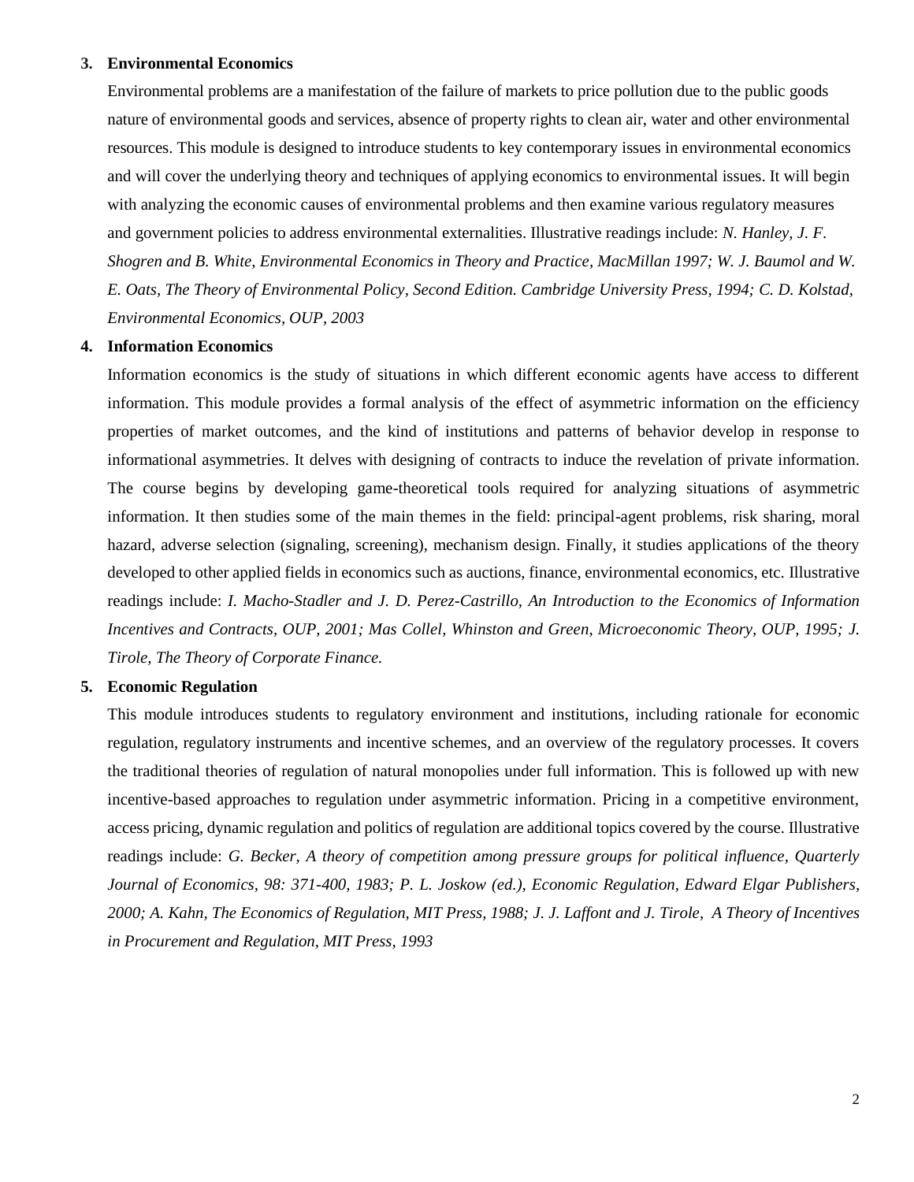**3. Environmental Economics**

Environmental problems are a manifestation of the failure of markets to price pollution due to the public goods nature of environmental goods and services, absence of property rights to clean air, water and other environmental resources. This module is designed to introduce students to key contemporary issues in environmental economics and will cover the underlying theory and techniques of applying economics to environmental issues. It will begin with analyzing the economic causes of environmental problems and then examine various regulatory measures and government policies to address environmental externalities. Illustrative readings include: *N. Hanley, J. F. Shogren and B. White, Environmental Economics in Theory and Practice, MacMillan 1997; W. J. Baumol and W. E. Oats, The Theory of Environmental Policy, Second Edition. Cambridge University Press, 1994; C. D. Kolstad, Environmental Economics, OUP, 2003*

**4. Information Economics**

Information economics is the study of situations in which different economic agents have access to different information. This module provides a formal analysis of the effect of asymmetric information on the efficiency properties of market outcomes, and the kind of institutions and patterns of behavior develop in response to informational asymmetries. It delves with designing of contracts to induce the revelation of private information. The course begins by developing game-theoretical tools required for analyzing situations of asymmetric information. It then studies some of the main themes in the field: principal-agent problems, risk sharing, moral hazard, adverse selection (signaling, screening), mechanism design. Finally, it studies applications of the theory developed to other applied fields in economics such as auctions, finance, environmental economics, etc. Illustrative readings include: *I. Macho-Stadler and J. D. Perez-Castrillo, An Introduction to the Economics of Information Incentives and Contracts, OUP, 2001; Mas Collel, Whinston and Green, Microeconomic Theory, OUP, 1995; J. Tirole, The Theory of Corporate Finance.*

**5. Economic Regulation**

This module introduces students to regulatory environment and institutions, including rationale for economic regulation, regulatory instruments and incentive schemes, and an overview of the regulatory processes. It covers the traditional theories of regulation of natural monopolies under full information. This is followed up with new incentive-based approaches to regulation under asymmetric information. Pricing in a competitive environment, access pricing, dynamic regulation and politics of regulation are additional topics covered by the course. Illustrative readings include: *G. Becker, A theory of competition among pressure groups for political influence, Quarterly Journal of Economics, 98: 371-400, 1983; P. L. Joskow (ed.), Economic Regulation, Edward Elgar Publishers, 2000; A. Kahn, The Economics of Regulation, MIT Press, 1988; J. J. Laffont and J. Tirole, A Theory of Incentives in Procurement and Regulation, MIT Press, 1993*